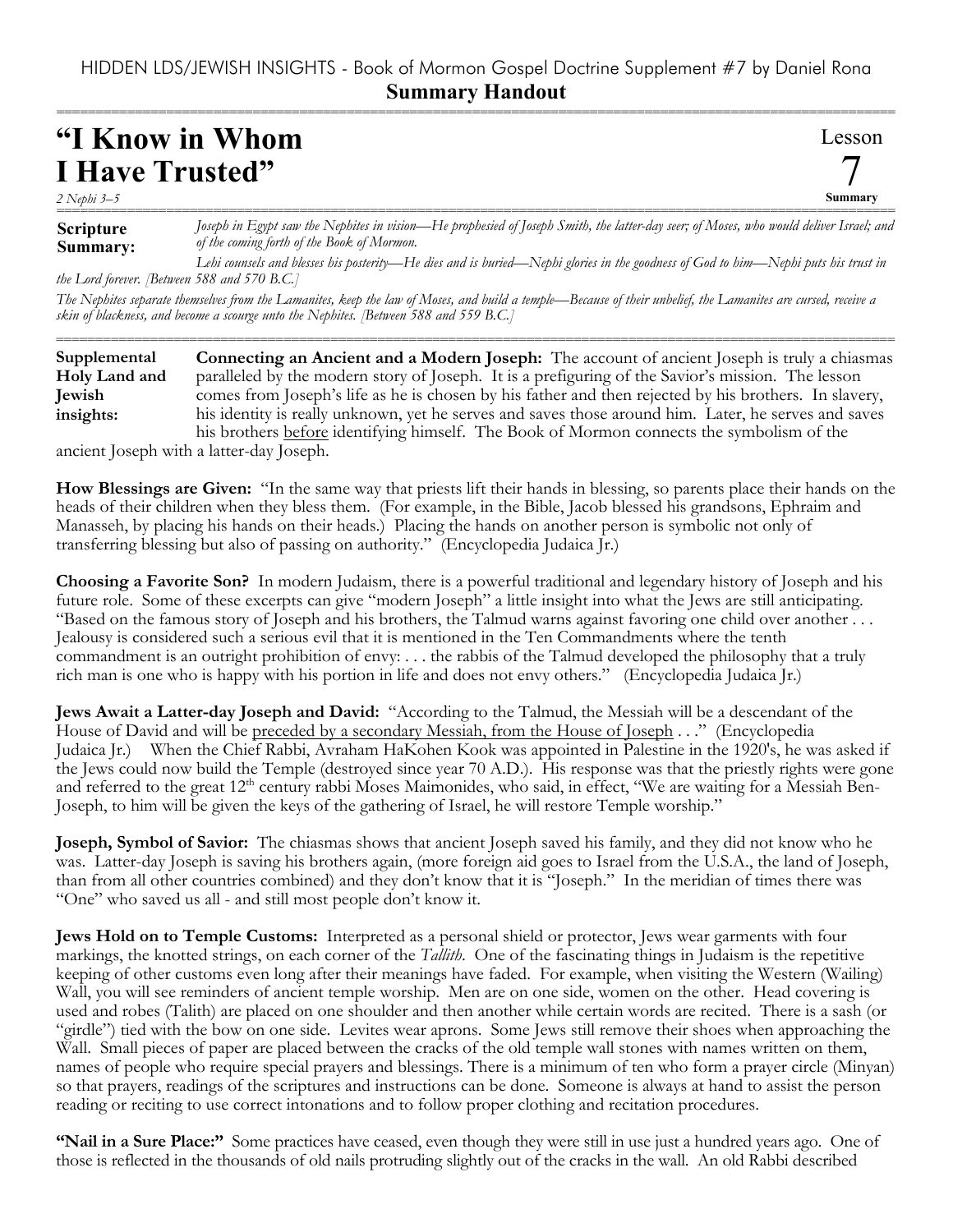HIDDEN LDS/JEWISH INSIGHTS - Book of Mormon Gospel Doctrine Supplement #7 by Daniel Rona

**Summary Handout**

# "I Know in Whom I Have Trusted"

*2 Nephi 3–5*

Lesson 7 Summary

**Scripture Summary:** *Joseph in Egypt saw the Nephites in vision—He prophesied of Joseph Smith, the latter-day seer; of Moses, who would deliver Israel; and of the coming forth of the Book of Mormon.*

*Lehi counsels and blesses his posterity—He dies and is buried—Nephi glories in the goodness of God to him—Nephi puts his trust in the Lord forever. [Between 588 and 570 B.C.]*

*The Nephites separate themselves from the Lamanites, keep the law of Moses, and build a temple—Because of their unbelief, the Lamanites are cursed, receive a skin of blackness, and become a scourge unto the Nephites. [Between 588 and 559 B.C.]*

**Supplemental Holy Land and Jewish insights:** **Connecting an Ancient and a Modern Joseph:** The account of ancient Joseph is truly a chiasmas paralleled by the modern story of Joseph. It is a prefiguring of the Savior's mission. The lesson comes from Joseph's life as he is chosen by his father and then rejected by his brothers. In slavery, his identity is really unknown, yet he serves and saves those around him. Later, he serves and saves his brothers <u>before</u> identifying himself. The Book of Mormon connects the symbolism of the ancient Joseph with a latter-day Joseph.

**How Blessings are Given:** "In the same way that priests lift their hands in blessing, so parents place their hands on the heads of their children when they bless them. (For example, in the Bible, Jacob blessed his grandsons, Ephraim and Manasseh, by placing his hands on their heads.) Placing the hands on another person is symbolic not only of transferring blessing but also of passing on authority." (Encyclopedia Judaica Jr.)

**Choosing a Favorite Son?** In modern Judaism, there is a powerful traditional and legendary history of Joseph and his future role. Some of these excerpts can give "modern Joseph" a little insight into what the Jews are still anticipating. "Based on the famous story of Joseph and his brothers, the Talmud warns against favoring one child over another . . . Jealousy is considered such a serious evil that it is mentioned in the Ten Commandments where the tenth commandment is an outright prohibition of envy: . . . the rabbis of the Talmud developed the philosophy that a truly rich man is one who is happy with his portion in life and does not envy others." (Encyclopedia Judaica Jr.)

**Jews Await a Latter-day Joseph and David:** "According to the Talmud, the Messiah will be a descendant of the House of David and will be <u>preceded by a secondary Messiah, from the House of Joseph</u> . . ." (Encyclopedia Judaica Jr.) When the Chief Rabbi, Avraham HaKohen Kook was appointed in Palestine in the 1920's, he was asked if the Jews could now build the Temple (destroyed since year 70 A.D.). His response was that the priestly rights were gone and referred to the great 12th century rabbi Moses Maimonides, who said, in effect, "We are waiting for a Messiah Ben-Joseph, to him will be given the keys of the gathering of Israel, he will restore Temple worship."

**Joseph, Symbol of Savior:** The chiasmas shows that ancient Joseph saved his family, and they did not know who he was. Latter-day Joseph is saving his brothers again, (more foreign aid goes to Israel from the U.S.A., the land of Joseph, than from all other countries combined) and they don't know that it is "Joseph." In the meridian of times there was "One" who saved us all - and still most people don't know it.

**Jews Hold on to Temple Customs:** Interpreted as a personal shield or protector, Jews wear garments with four markings, the knotted strings, on each corner of the *Tallith*. One of the fascinating things in Judaism is the repetitive keeping of other customs even long after their meanings have faded. For example, when visiting the Western (Wailing) Wall, you will see reminders of ancient temple worship. Men are on one side, women on the other. Head covering is used and robes (Talith) are placed on one shoulder and then another while certain words are recited. There is a sash (or "girdle") tied with the bow on one side. Levites wear aprons. Some Jews still remove their shoes when approaching the Wall. Small pieces of paper are placed between the cracks of the old temple wall stones with names written on them, names of people who require special prayers and blessings. There is a minimum of ten who form a prayer circle (Minyan) so that prayers, readings of the scriptures and instructions can be done. Someone is always at hand to assist the person reading or reciting to use correct intonations and to follow proper clothing and recitation procedures.

**"Nail in a Sure Place:"** Some practices have ceased, even though they were still in use just a hundred years ago. One of those is reflected in the thousands of old nails protruding slightly out of the cracks in the wall. An old Rabbi described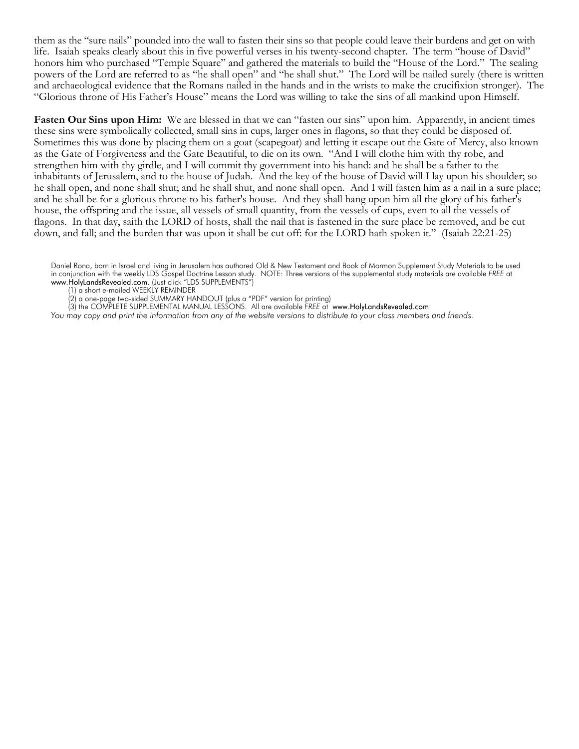them as the "sure nails" pounded into the wall to fasten their sins so that people could leave their burdens and get on with life. Isaiah speaks clearly about this in five powerful verses in his twenty-second chapter. The term "house of David" honors him who purchased "Temple Square" and gathered the materials to build the "House of the Lord." The sealing powers of the Lord are referred to as "he shall open" and "he shall shut." The Lord will be nailed surely (there is written and archaeological evidence that the Romans nailed in the hands and in the wrists to make the crucifixion stronger). The "Glorious throne of His Father's House" means the Lord was willing to take the sins of all mankind upon Himself.

**Fasten Our Sins upon Him:** We are blessed in that we can "fasten our sins" upon him. Apparently, in ancient times these sins were symbolically collected, small sins in cups, larger ones in flagons, so that they could be disposed of. Sometimes this was done by placing them on a goat (scapegoat) and letting it escape out the Gate of Mercy, also known as the Gate of Forgiveness and the Gate Beautiful, to die on its own. "And I will clothe him with thy robe, and strengthen him with thy girdle, and I will commit thy government into his hand: and he shall be a father to the inhabitants of Jerusalem, and to the house of Judah. And the key of the house of David will I lay upon his shoulder; so he shall open, and none shall shut; and he shall shut, and none shall open. And I will fasten him as a nail in a sure place; and he shall be for a glorious throne to his father's house. And they shall hang upon him all the glory of his father's house, the offspring and the issue, all vessels of small quantity, from the vessels of cups, even to all the vessels of flagons. In that day, saith the LORD of hosts, shall the nail that is fastened in the sure place be removed, and be cut down, and fall; and the burden that was upon it shall be cut off: for the LORD hath spoken it." (Isaiah 22:21-25)

Daniel Rona, born in Israel and living in Jerusalem has authored Old & New Testament and Book of Mormon Supplement Study Materials to be used in conjunction with the weekly LDS Gospel Doctrine Lesson study. NOTE: Three versions of the supplemental study materials are available *FREE* at **www.HolyLandsRevealed.com**. (Just click "LDS SUPPLEMENTS")

(1) a short e-mailed WEEKLY REMINDER
(2) a one-page two-sided SUMMARY HANDOUT (plus a "PDF" version for printing)
(3) the COMPLETE SUPPLEMENTAL MANUAL LESSONS. All are available *FREE* at **www.HolyLandsRevealed.com**

*You may copy and print the information from any of the website versions to distribute to your class members and friends.*